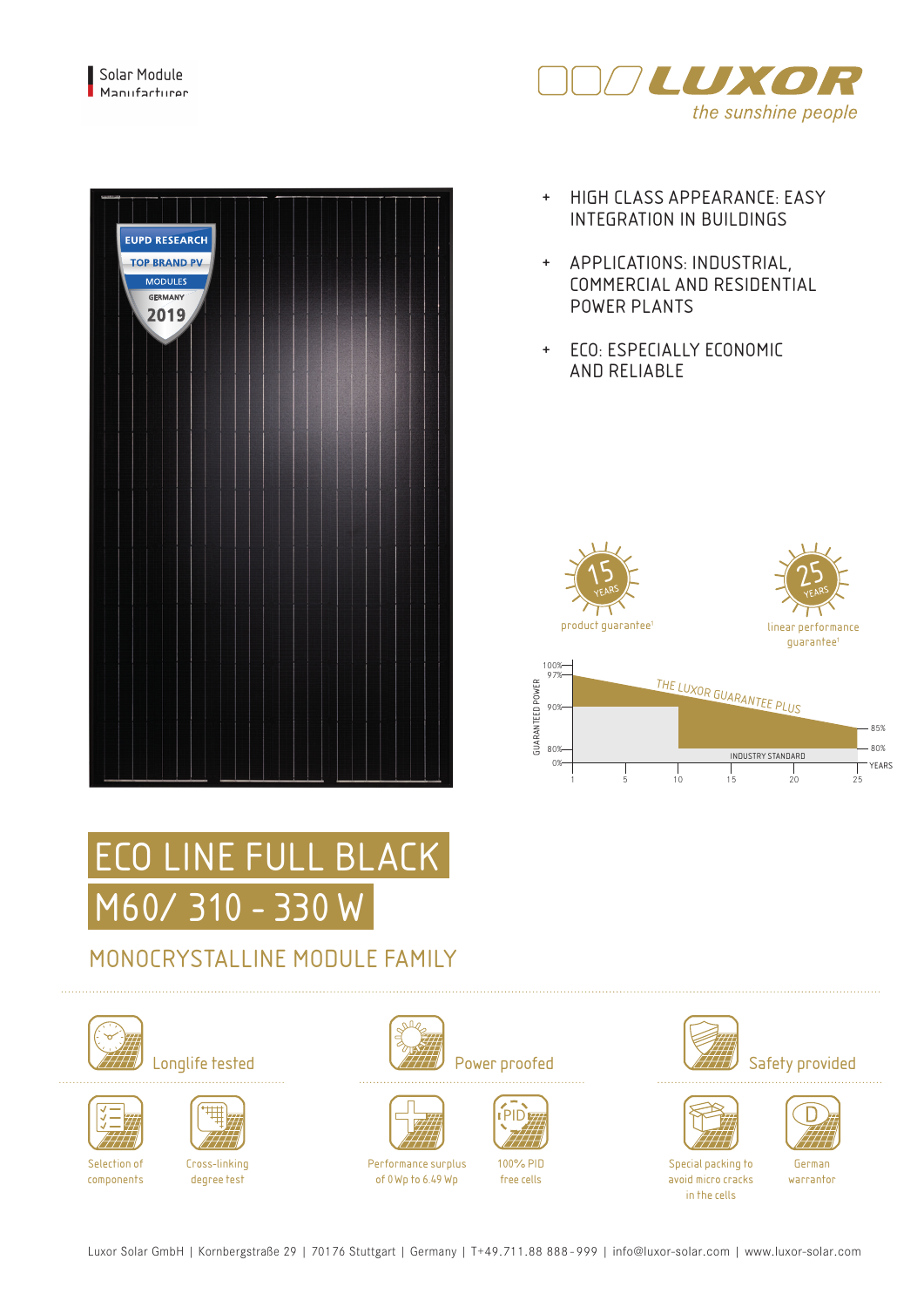Solar Module Manufacturer

LUXOR
*the sunshine people*

- HIGH CLASS APPEARANCE: EASY INTEGRATION IN BUILDINGS
- APPLICATIONS: INDUSTRIAL, COMMERCIAL AND RESIDENTIAL POWER PLANTS
- ECO: ESPECIALLY ECONOMIC AND RELIABLE

EUPD RESEARCH TOP BRAND PV MODULES GERMANY 2019

15 YEARS product guarantee[1]

25 YEARS linear performance guarantee[1]

GUARANTEED POWER: 100%, 97%, 90%, 85%, 80%, 0% — THE LUXOR GUARANTEE PLUS — INDUSTRY STANDARD — YEARS: 1, 5, 10, 15, 20, 25

# ECO LINE FULL BLACK M60/ 310 - 330 W

## MONOCRYSTALLINE MODULE FAMILY

### Longlife tested

- Selection of components
- Cross-linking degree test

### Power proofed

- Performance surplus of 0 Wp to 6.49 Wp
- 100% PID free cells

### Safety provided

- Special packing to avoid micro cracks in the cells
- German warrantor

Luxor Solar GmbH | Kornbergstraße 29 | 70176 Stuttgart | Germany | T+49.711.88 888-999 | info@luxor-solar.com | www.luxor-solar.com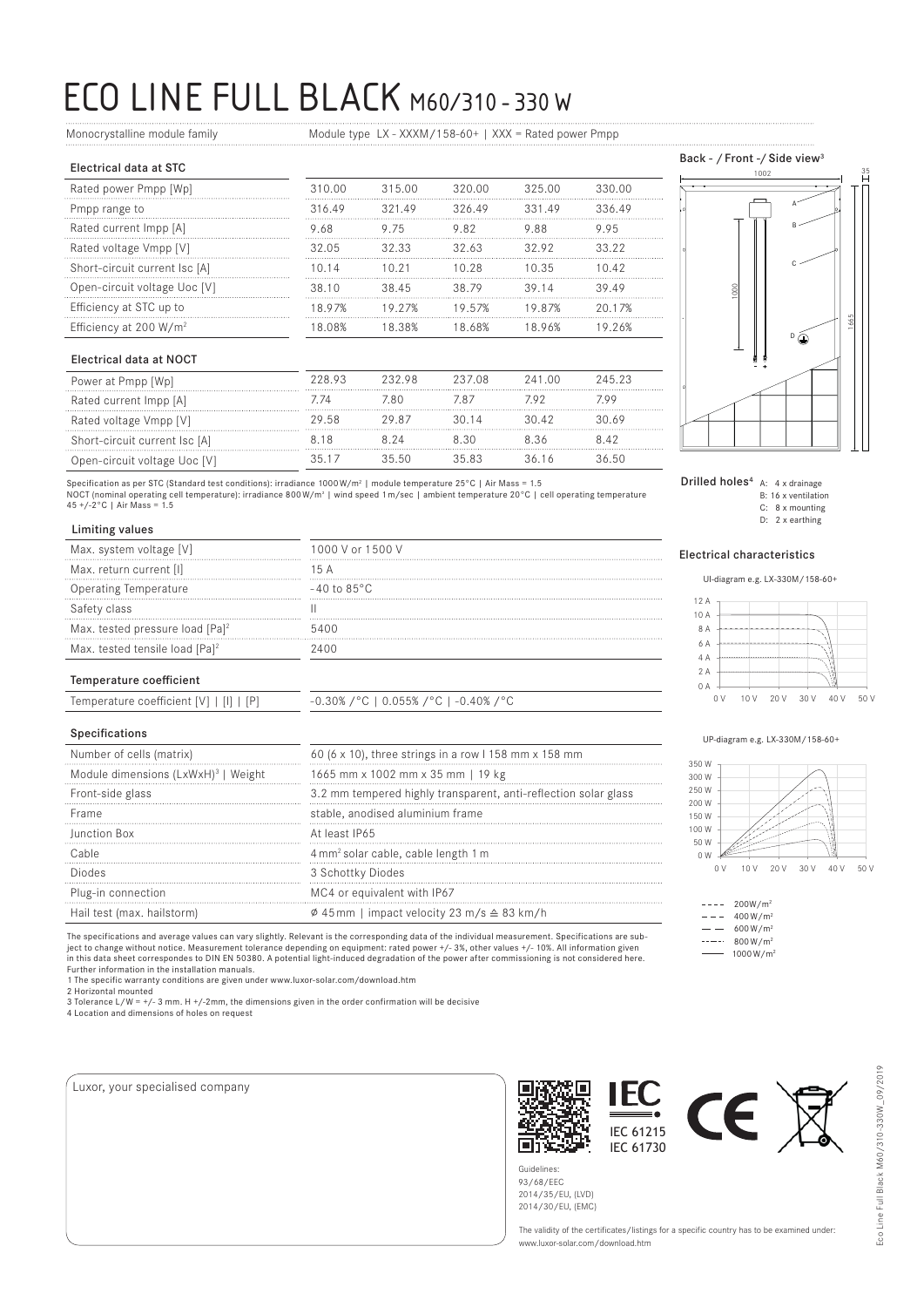# ECO LINE FULL BLACK M60/310 - 330 W

Monocrystalline module family

Module type LX - XXXM/158-60+ | XXX = Rated power Pmpp

| Electrical data at STC | | | | | |
|---|---|---|---|---|---|
| Rated power Pmpp [Wp] | 310.00 | 315.00 | 320.00 | 325.00 | 330.00 |
| Pmpp range to | 316.49 | 321.49 | 326.49 | 331.49 | 336.49 |
| Rated current Impp [A] | 9.68 | 9.75 | 9.82 | 9.88 | 9.95 |
| Rated voltage Vmpp [V] | 32.05 | 32.33 | 32.63 | 32.92 | 33.22 |
| Short-circuit current Isc [A] | 10.14 | 10.21 | 10.28 | 10.35 | 10.42 |
| Open-circuit voltage Uoc [V] | 38.10 | 38.45 | 38.79 | 39.14 | 39.49 |
| Efficiency at STC up to | 18.97% | 19.27% | 19.57% | 19.87% | 20.17% |
| Efficiency at 200 W/m² | 18.08% | 18.38% | 18.68% | 18.96% | 19.26% |

| Electrical data at NOCT | | | | | |
|---|---|---|---|---|---|
| Power at Pmpp [Wp] | 228.93 | 232.98 | 237.08 | 241.00 | 245.23 |
| Rated current Impp [A] | 7.74 | 7.80 | 7.87 | 7.92 | 7.99 |
| Rated voltage Vmpp [V] | 29.58 | 29.87 | 30.14 | 30.42 | 30.69 |
| Short-circuit current Isc [A] | 8.18 | 8.24 | 8.30 | 8.36 | 8.42 |
| Open-circuit voltage Uoc [V] | 35.17 | 35.50 | 35.83 | 36.16 | 36.50 |

Specification as per STC (Standard test conditions): irradiance 1000 W/m² | module temperature 25°C | Air Mass = 1.5
NOCT (nominal operating cell temperature): irradiance 800 W/m² | wind speed 1 m/sec | ambient temperature 20°C | cell operating temperature 45 +/-2°C | Air Mass = 1.5

| Limiting values | |
|---|---|
| Max. system voltage [V] | 1000 V or 1500 V |
| Max. return current [I] | 15 A |
| Operating Temperature | -40 to 85°C |
| Safety class | II |
| Max. tested pressure load [Pa][2] | 5400 |
| Max. tested tensile load [Pa][2] | 2400 |

| Temperature coefficient | |
|---|---|
| Temperature coefficient [V] \| [I] \| [P] | -0.30% /°C \| 0.055% /°C \| -0.40% /°C |

| Specifications | |
|---|---|
| Number of cells (matrix) | 60 (6 x 10), three strings in a row I 158 mm x 158 mm |
| Module dimensions (LxWxH)[3] \| Weight | 1665 mm x 1002 mm x 35 mm \| 19 kg |
| Front-side glass | 3.2 mm tempered highly transparent, anti-reflection solar glass |
| Frame | stable, anodised aluminium frame |
| Junction Box | At least IP65 |
| Cable | 4 mm² solar cable, cable length 1 m |
| Diodes | 3 Schottky Diodes |
| Plug-in connection | MC4 or equivalent with IP67 |
| Hail test (max. hailstorm) | Ø 45 mm \| impact velocity 23 m/s ≙ 83 km/h |

The specifications and average values can vary slightly. Relevant is the corresponding data of the individual measurement. Specifications are subject to change without notice. Measurement tolerance depending on equipment: rated power +/- 3%, other values +/- 10%. All information given in this data sheet correspondes to DIN EN 50380. A potential light-induced degradation of the power after commissioning is not considered here. Further information in the installation manuals.

1 The specific warranty conditions are given under www.luxor-solar.com/download.htm
2 Horizontal mounted
3 Tolerance L/W = +/- 3 mm. H +/-2mm, the dimensions given in the order confirmation will be decisive
4 Location and dimensions of holes on request

## Back - / Front -/ Side view[3]

1002
35
1000
1665
A
B
C
D

Drilled holes[4] A: 4 x drainage
B: 16 x ventilation
C: 8 x mounting
D: 2 x earthing

## Electrical characteristics

UI-diagram e.g. LX-330M/158-60+

12 A
10 A
8 A
6 A
4 A
2 A
0 A
0 V 10 V 20 V 30 V 40 V 50 V

UP-diagram e.g. LX-330M/158-60+

350 W
300 W
250 W
200 W
150 W
100 W
50 W
0 W
0 V 10 V 20 V 30 V 40 V 50 V

200 W/m²
400 W/m²
600 W/m²
800 W/m²
1000 W/m²

Luxor, your specialised company

IEC 61215
IEC 61730

Guidelines:
93/68/EEC
2014/35/EU, (LVD)
2014/30/EU, (EMC)

The validity of the certificates/listings for a specific country has to be examined under: www.luxor-solar.com/download.htm

Eco Line Full Black M60/310-330W_09/2019